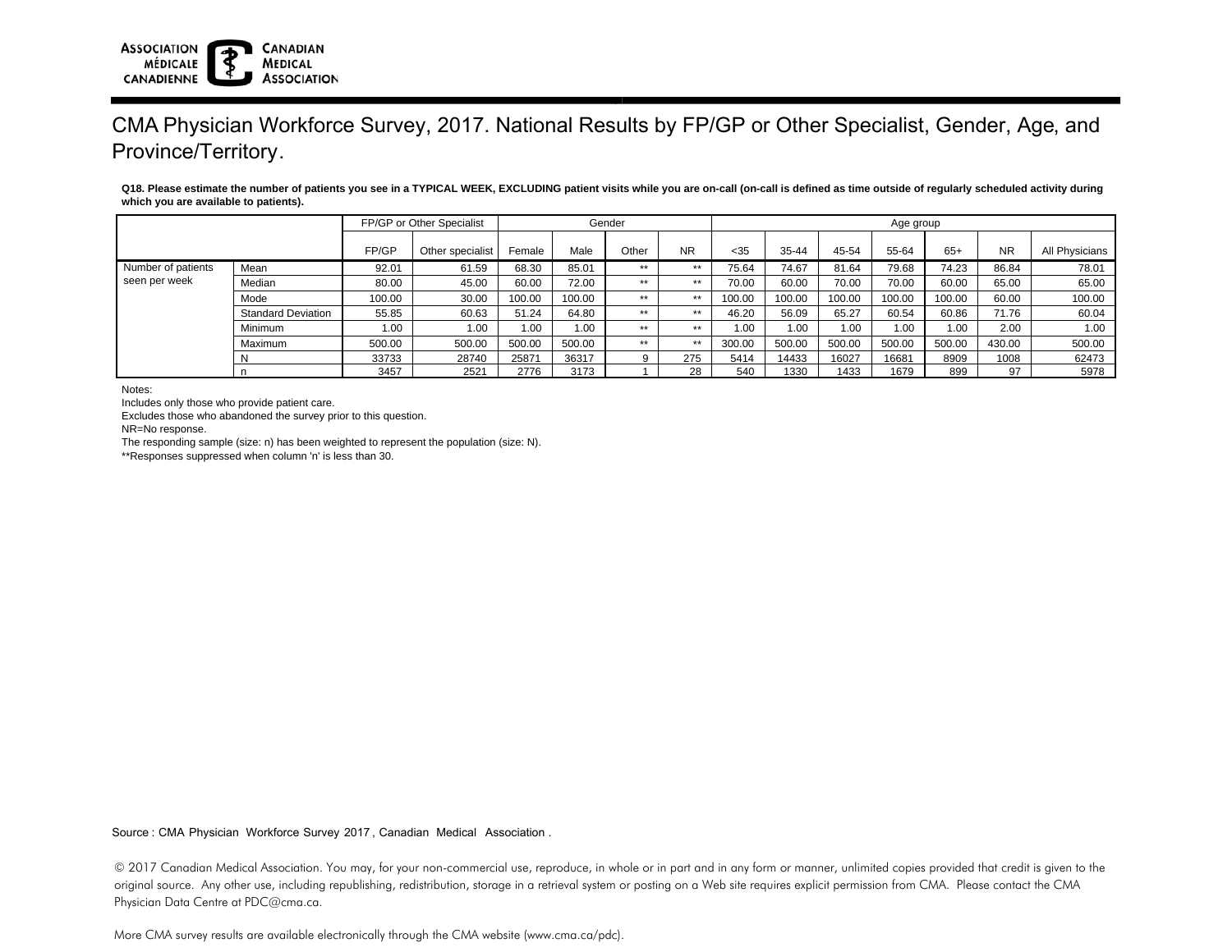# CMA Physician Workforce Survey, 2017. National Results by FP/GP or Other Specialist, Gender, Age, and Province/Territory.

**Q18. Please estimate the number of patients you see in a TYPICAL WEEK, EXCLUDING patient visits while you are on-call (on-call is defined as time outside of regularly scheduled activity during which you are available to patients).**

| | | FP/GP or Other Specialist | | Gender | | | | Age group | | | | | | |
|---|---|---|---|---|---|---|---|---|---|---|---|---|---|---|
| | | FP/GP | Other specialist | Female | Male | Other | NR | <35 | 35-44 | 45-54 | 55-64 | 65+ | NR | All Physicians |
| Number of patients seen per week | Mean | 92.01 | 61.59 | 68.30 | 85.01 | ** | ** | 75.64 | 74.67 | 81.64 | 79.68 | 74.23 | 86.84 | 78.01 |
| | Median | 80.00 | 45.00 | 60.00 | 72.00 | ** | ** | 70.00 | 60.00 | 70.00 | 70.00 | 60.00 | 65.00 | 65.00 |
| | Mode | 100.00 | 30.00 | 100.00 | 100.00 | ** | ** | 100.00 | 100.00 | 100.00 | 100.00 | 100.00 | 60.00 | 100.00 |
| | Standard Deviation | 55.85 | 60.63 | 51.24 | 64.80 | ** | ** | 46.20 | 56.09 | 65.27 | 60.54 | 60.86 | 71.76 | 60.04 |
| | Minimum | 1.00 | 1.00 | 1.00 | 1.00 | ** | ** | 1.00 | 1.00 | 1.00 | 1.00 | 1.00 | 2.00 | 1.00 |
| | Maximum | 500.00 | 500.00 | 500.00 | 500.00 | ** | ** | 300.00 | 500.00 | 500.00 | 500.00 | 500.00 | 430.00 | 500.00 |
| | N | 33733 | 28740 | 25871 | 36317 | 9 | 275 | 5414 | 14433 | 16027 | 16681 | 8909 | 1008 | 62473 |
| | n | 3457 | 2521 | 2776 | 3173 | 1 | 28 | 540 | 1330 | 1433 | 1679 | 899 | 97 | 5978 |

Notes:

Includes only those who provide patient care.

Excludes those who abandoned the survey prior to this question.

NR=No response.

The responding sample (size: n) has been weighted to represent the population (size: N).

**Responses suppressed when column 'n' is less than 30.

Source : CMA Physician Workforce Survey 2017 , Canadian Medical Association .

© 2017 Canadian Medical Association. You may, for your non-commercial use, reproduce, in whole or in part and in any form or manner, unlimited copies provided that credit is given to the original source. Any other use, including republishing, redistribution, storage in a retrieval system or posting on a Web site requires explicit permission from CMA. Please contact the CMA Physician Data Centre at PDC@cma.ca.

More CMA survey results are available electronically through the CMA website (www.cma.ca/pdc).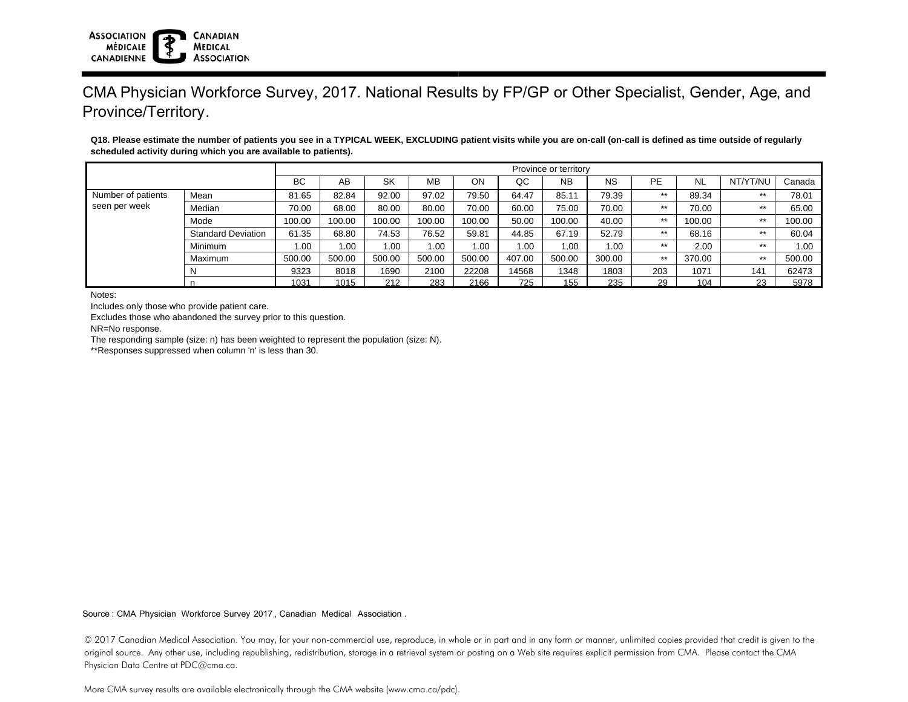# CMA Physician Workforce Survey, 2017. National Results by FP/GP or Other Specialist, Gender, Age, and Province/Territory.

**Q18. Please estimate the number of patients you see in a TYPICAL WEEK, EXCLUDING patient visits while you are on-call (on-call is defined as time outside of regularly scheduled activity during which you are available to patients).**

| | | Province or territory | | | | | | | | | | | |
|---|---|---|---|---|---|---|---|---|---|---|---|---|---|
| | | BC | AB | SK | MB | ON | QC | NB | NS | PE | NL | NT/YT/NU | Canada |
| Number of patients seen per week | Mean | 81.65 | 82.84 | 92.00 | 97.02 | 79.50 | 64.47 | 85.11 | 79.39 | ** | 89.34 | ** | 78.01 |
| | Median | 70.00 | 68.00 | 80.00 | 80.00 | 70.00 | 60.00 | 75.00 | 70.00 | ** | 70.00 | ** | 65.00 |
| | Mode | 100.00 | 100.00 | 100.00 | 100.00 | 100.00 | 50.00 | 100.00 | 40.00 | ** | 100.00 | ** | 100.00 |
| | Standard Deviation | 61.35 | 68.80 | 74.53 | 76.52 | 59.81 | 44.85 | 67.19 | 52.79 | ** | 68.16 | ** | 60.04 |
| | Minimum | 1.00 | 1.00 | 1.00 | 1.00 | 1.00 | 1.00 | 1.00 | 1.00 | ** | 2.00 | ** | 1.00 |
| | Maximum | 500.00 | 500.00 | 500.00 | 500.00 | 500.00 | 407.00 | 500.00 | 300.00 | ** | 370.00 | ** | 500.00 |
| | N | 9323 | 8018 | 1690 | 2100 | 22208 | 14568 | 1348 | 1803 | 203 | 1071 | 141 | 62473 |
| | n | 1031 | 1015 | 212 | 283 | 2166 | 725 | 155 | 235 | 29 | 104 | 23 | 5978 |

Notes:
Includes only those who provide patient care.
Excludes those who abandoned the survey prior to this question.
NR=No response.
The responding sample (size: n) has been weighted to represent the population (size: N).
**Responses suppressed when column 'n' is less than 30.

Source : CMA Physician Workforce Survey 2017 , Canadian Medical Association .

© 2017 Canadian Medical Association. You may, for your non-commercial use, reproduce, in whole or in part and in any form or manner, unlimited copies provided that credit is given to the original source. Any other use, including republishing, redistribution, storage in a retrieval system or posting on a Web site requires explicit permission from CMA. Please contact the CMA Physician Data Centre at PDC@cma.ca.

More CMA survey results are available electronically through the CMA website (www.cma.ca/pdc).